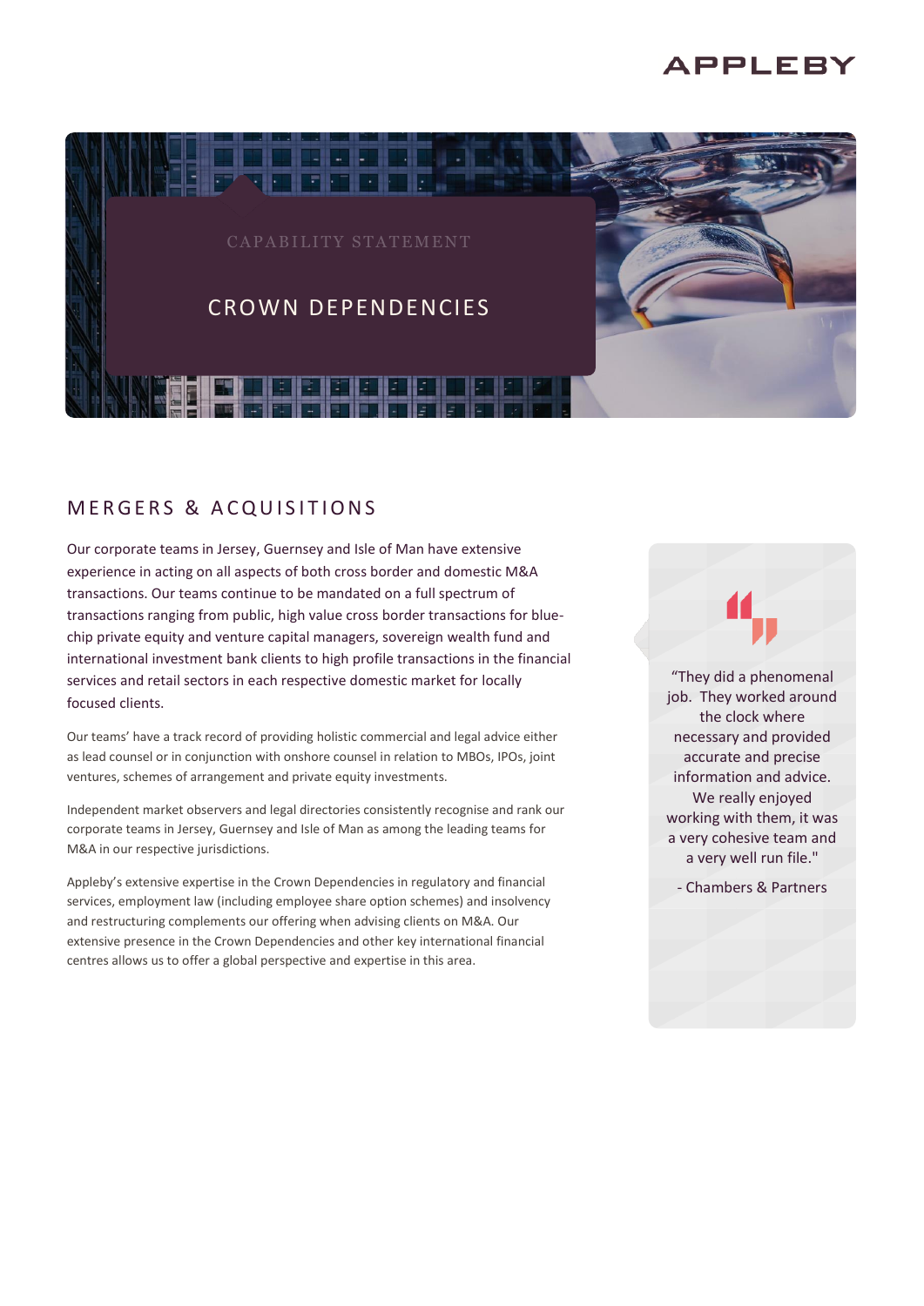APPLEBY

CAPABILITY STATEMENT

# CROWN DEPENDENCIES

## MERGERS & ACQUISITIONS

Our corporate teams in Jersey, Guernsey and Isle of Man have extensive experience in acting on all aspects of both cross border and domestic M&A transactions. Our teams continue to be mandated on a full spectrum of transactions ranging from public, high value cross border transactions for blue-chip private equity and venture capital managers, sovereign wealth fund and international investment bank clients to high profile transactions in the financial services and retail sectors in each respective domestic market for locally focused clients.

Our teams' have a track record of providing holistic commercial and legal advice either as lead counsel or in conjunction with onshore counsel in relation to MBOs, IPOs, joint ventures, schemes of arrangement and private equity investments.

Independent market observers and legal directories consistently recognise and rank our corporate teams in Jersey, Guernsey and Isle of Man as among the leading teams for M&A in our respective jurisdictions.

Appleby's extensive expertise in the Crown Dependencies in regulatory and financial services, employment law (including employee share option schemes) and insolvency and restructuring complements our offering when advising clients on M&A. Our extensive presence in the Crown Dependencies and other key international financial centres allows us to offer a global perspective and expertise in this area.

> "They did a phenomenal job. They worked around the clock where necessary and provided accurate and precise information and advice. We really enjoyed working with them, it was a very cohesive team and a very well run file."
>
> \- Chambers & Partners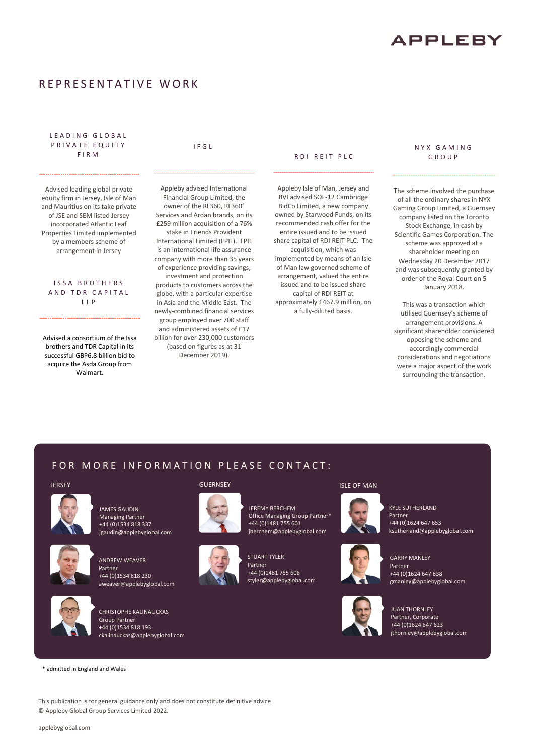# REPRESENTATIVE WORK

### LEADING GLOBAL PRIVATE EQUITY FIRM

Advised leading global private equity firm in Jersey, Isle of Man and Mauritius on its take private of JSE and SEM listed Jersey incorporated Atlantic Leaf Properties Limited implemented by a members scheme of arrangement in Jersey

### ISSA BROTHERS AND TDR CAPITAL LLP

Advised a consortium of the Issa brothers and TDR Capital in its successful GBP6.8 billion bid to acquire the Asda Group from Walmart.

### IFGL

Appleby advised International Financial Group Limited, the owner of the RL360, RL360° Services and Ardan brands, on its £259 million acquisition of a 76% stake in Friends Provident International Limited (FPIL). FPIL is an international life assurance company with more than 35 years of experience providing savings, investment and protection products to customers across the globe, with a particular expertise in Asia and the Middle East. The newly-combined financial services group employed over 700 staff and administered assets of £17 billion for over 230,000 customers (based on figures as at 31 December 2019).

### RDI REIT PLC

Appleby Isle of Man, Jersey and BVI advised SOF-12 Cambridge BidCo Limited, a new company owned by Starwood Funds, on its recommended cash offer for the entire issued and to be issued share capital of RDI REIT PLC. The acquisition, which was implemented by means of an Isle of Man law governed scheme of arrangement, valued the entire issued and to be issued share capital of RDI REIT at approximately £467.9 million, on a fully-diluted basis.

### NYX GAMING GROUP

The scheme involved the purchase of all the ordinary shares in NYX Gaming Group Limited, a Guernsey company listed on the Toronto Stock Exchange, in cash by Scientific Games Corporation. The scheme was approved at a shareholder meeting on Wednesday 20 December 2017 and was subsequently granted by order of the Royal Court on 5 January 2018.

This was a transaction which utilised Guernsey's scheme of arrangement provisions. A significant shareholder considered opposing the scheme and accordingly commercial considerations and negotiations were a major aspect of the work surrounding the transaction.

## FOR MORE INFORMATION PLEASE CONTACT:

### JERSEY

JAMES GAUDIN
Managing Partner
+44 (0)1534 818 337
jgaudin@applebyglobal.com

ANDREW WEAVER
Partner
+44 (0)1534 818 230
aweaver@applebyglobal.com

CHRISTOPHE KALINAUCKAS
Group Partner
+44 (0)1534 818 193
ckalinauckas@applebyglobal.com

### GUERNSEY

JEREMY BERCHEM
Office Managing Group Partner*
+44 (0)1481 755 601
jberchem@applebyglobal.com

STUART TYLER
Partner
+44 (0)1481 755 606
styler@applebyglobal.com

### ISLE OF MAN

KYLE SUTHERLAND
Partner
+44 (0)1624 647 653
ksutherland@applebyglobal.com

GARRY MANLEY
Partner
+44 (0)1624 647 638
gmanley@applebyglobal.com

JUAN THORNLEY
Partner, Corporate
+44 (0)1624 647 623
jthornley@applebyglobal.com

* admitted in England and Wales

This publication is for general guidance only and does not constitute definitive advice
© Appleby Global Group Services Limited 2022.

applebyglobal.com